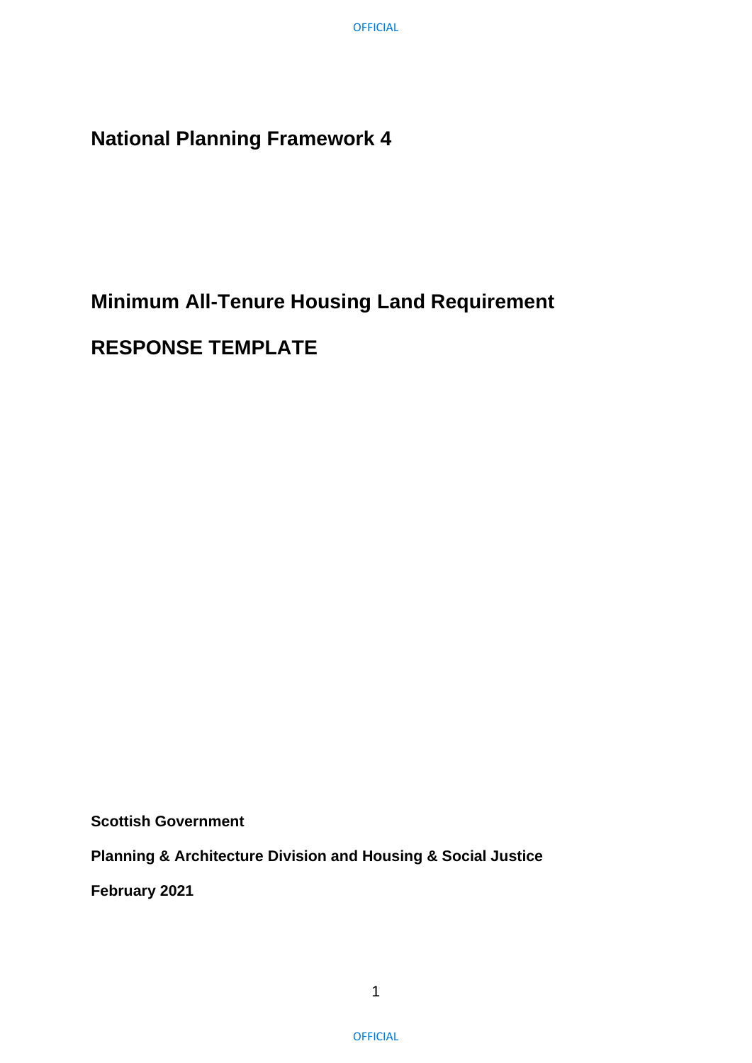# National Planning Framework 4

# Minimum All-Tenure Housing Land Requirement

# RESPONSE TEMPLATE

**Scottish Government**

**Planning & Architecture Division and Housing & Social Justice**

**February 2021**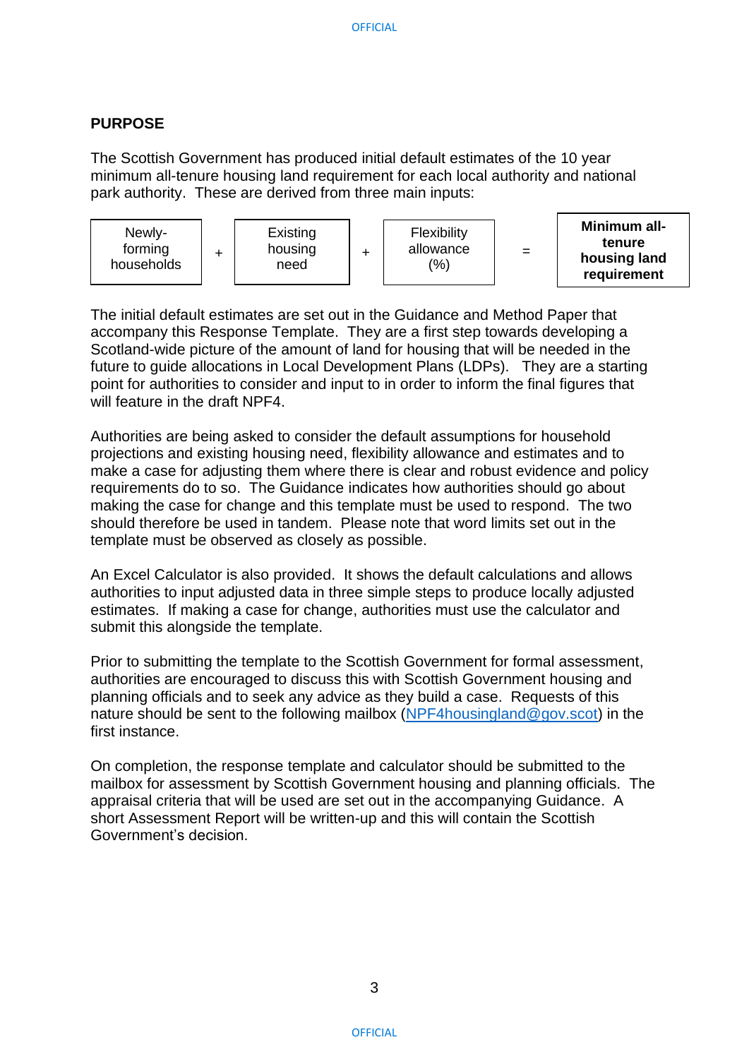## PURPOSE

The Scottish Government has produced initial default estimates of the 10 year minimum all-tenure housing land requirement for each local authority and national park authority. These are derived from three main inputs:

| Newly-forming households | + | Existing housing need | + | Flexibility allowance (%) | = | **Minimum all-tenure housing land requirement** |
|---|---|---|---|---|---|---|

The initial default estimates are set out in the Guidance and Method Paper that accompany this Response Template. They are a first step towards developing a Scotland-wide picture of the amount of land for housing that will be needed in the future to guide allocations in Local Development Plans (LDPs). They are a starting point for authorities to consider and input to in order to inform the final figures that will feature in the draft NPF4.

Authorities are being asked to consider the default assumptions for household projections and existing housing need, flexibility allowance and estimates and to make a case for adjusting them where there is clear and robust evidence and policy requirements do to so. The Guidance indicates how authorities should go about making the case for change and this template must be used to respond. The two should therefore be used in tandem. Please note that word limits set out in the template must be observed as closely as possible.

An Excel Calculator is also provided. It shows the default calculations and allows authorities to input adjusted data in three simple steps to produce locally adjusted estimates. If making a case for change, authorities must use the calculator and submit this alongside the template.

Prior to submitting the template to the Scottish Government for formal assessment, authorities are encouraged to discuss this with Scottish Government housing and planning officials and to seek any advice as they build a case. Requests of this nature should be sent to the following mailbox (NPF4housingland@gov.scot) in the first instance.

On completion, the response template and calculator should be submitted to the mailbox for assessment by Scottish Government housing and planning officials. The appraisal criteria that will be used are set out in the accompanying Guidance. A short Assessment Report will be written-up and this will contain the Scottish Government's decision.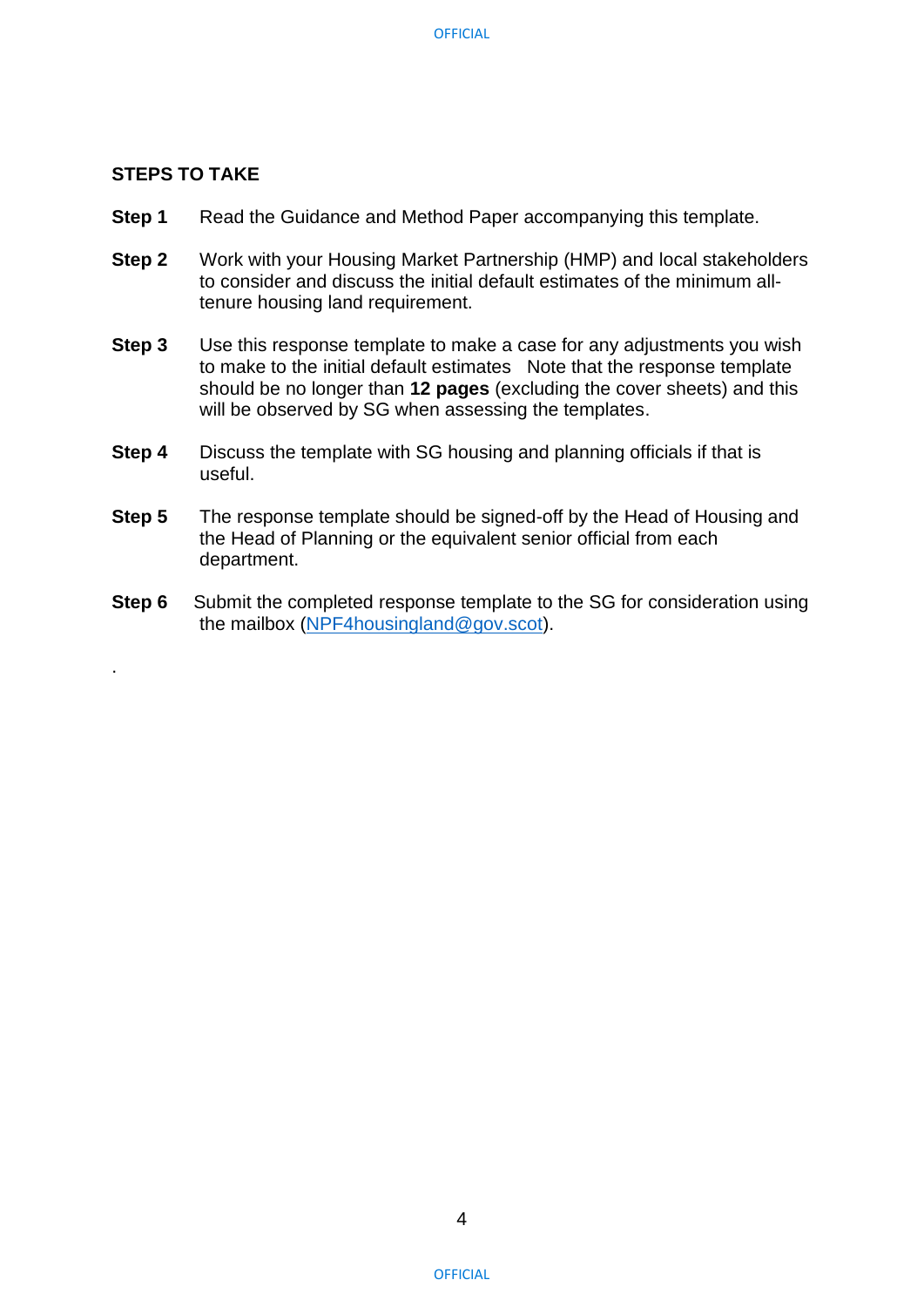## STEPS TO TAKE

**Step 1** Read the Guidance and Method Paper accompanying this template.

**Step 2** Work with your Housing Market Partnership (HMP) and local stakeholders to consider and discuss the initial default estimates of the minimum all-tenure housing land requirement.

**Step 3** Use this response template to make a case for any adjustments you wish to make to the initial default estimates Note that the response template should be no longer than **12 pages** (excluding the cover sheets) and this will be observed by SG when assessing the templates.

**Step 4** Discuss the template with SG housing and planning officials if that is useful.

**Step 5** The response template should be signed-off by the Head of Housing and the Head of Planning or the equivalent senior official from each department.

**Step 6** Submit the completed response template to the SG for consideration using the mailbox (NPF4housingland@gov.scot).

.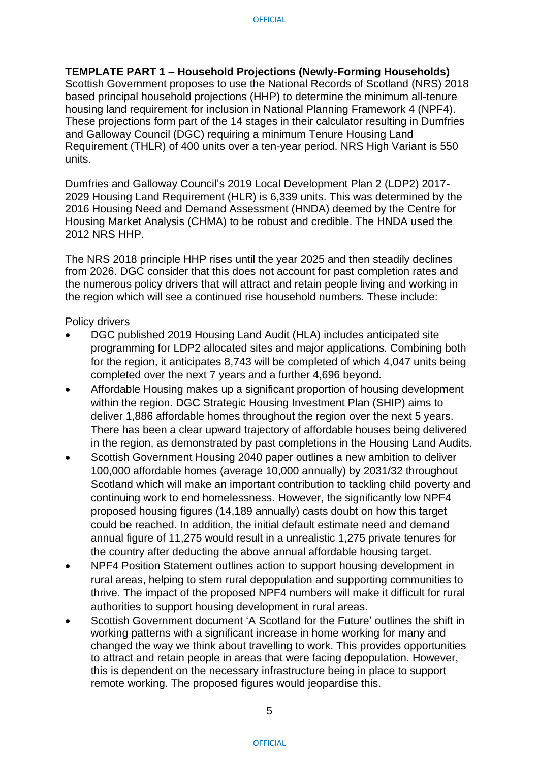**TEMPLATE PART 1 – Household Projections (Newly-Forming Households)**
Scottish Government proposes to use the National Records of Scotland (NRS) 2018 based principal household projections (HHP) to determine the minimum all-tenure housing land requirement for inclusion in National Planning Framework 4 (NPF4). These projections form part of the 14 stages in their calculator resulting in Dumfries and Galloway Council (DGC) requiring a minimum Tenure Housing Land Requirement (THLR) of 400 units over a ten-year period. NRS High Variant is 550 units.

Dumfries and Galloway Council's 2019 Local Development Plan 2 (LDP2) 2017-2029 Housing Land Requirement (HLR) is 6,339 units. This was determined by the 2016 Housing Need and Demand Assessment (HNDA) deemed by the Centre for Housing Market Analysis (CHMA) to be robust and credible. The HNDA used the 2012 NRS HHP.

The NRS 2018 principle HHP rises until the year 2025 and then steadily declines from 2026. DGC consider that this does not account for past completion rates and the numerous policy drivers that will attract and retain people living and working in the region which will see a continued rise household numbers. These include:

<u>Policy drivers</u>

- DGC published 2019 Housing Land Audit (HLA) includes anticipated site programming for LDP2 allocated sites and major applications. Combining both for the region, it anticipates 8,743 will be completed of which 4,047 units being completed over the next 7 years and a further 4,696 beyond.
- Affordable Housing makes up a significant proportion of housing development within the region. DGC Strategic Housing Investment Plan (SHIP) aims to deliver 1,886 affordable homes throughout the region over the next 5 years. There has been a clear upward trajectory of affordable houses being delivered in the region, as demonstrated by past completions in the Housing Land Audits.
- Scottish Government Housing 2040 paper outlines a new ambition to deliver 100,000 affordable homes (average 10,000 annually) by 2031/32 throughout Scotland which will make an important contribution to tackling child poverty and continuing work to end homelessness. However, the significantly low NPF4 proposed housing figures (14,189 annually) casts doubt on how this target could be reached. In addition, the initial default estimate need and demand annual figure of 11,275 would result in a unrealistic 1,275 private tenures for the country after deducting the above annual affordable housing target.
- NPF4 Position Statement outlines action to support housing development in rural areas, helping to stem rural depopulation and supporting communities to thrive. The impact of the proposed NPF4 numbers will make it difficult for rural authorities to support housing development in rural areas.
- Scottish Government document 'A Scotland for the Future' outlines the shift in working patterns with a significant increase in home working for many and changed the way we think about travelling to work. This provides opportunities to attract and retain people in areas that were facing depopulation. However, this is dependent on the necessary infrastructure being in place to support remote working. The proposed figures would jeopardise this.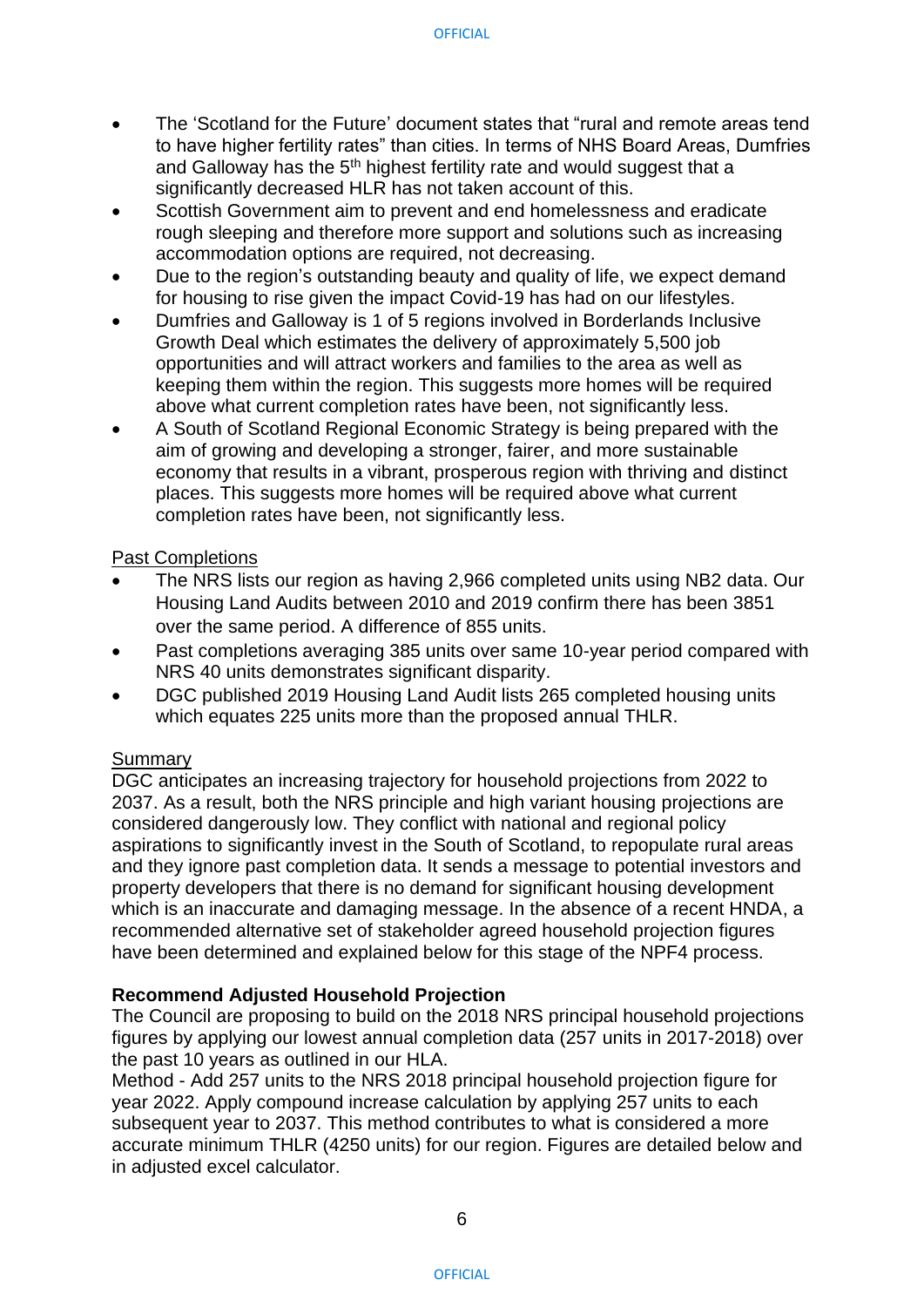- The 'Scotland for the Future' document states that "rural and remote areas tend to have higher fertility rates" than cities. In terms of NHS Board Areas, Dumfries and Galloway has the 5th highest fertility rate and would suggest that a significantly decreased HLR has not taken account of this.
- Scottish Government aim to prevent and end homelessness and eradicate rough sleeping and therefore more support and solutions such as increasing accommodation options are required, not decreasing.
- Due to the region's outstanding beauty and quality of life, we expect demand for housing to rise given the impact Covid-19 has had on our lifestyles.
- Dumfries and Galloway is 1 of 5 regions involved in Borderlands Inclusive Growth Deal which estimates the delivery of approximately 5,500 job opportunities and will attract workers and families to the area as well as keeping them within the region. This suggests more homes will be required above what current completion rates have been, not significantly less.
- A South of Scotland Regional Economic Strategy is being prepared with the aim of growing and developing a stronger, fairer, and more sustainable economy that results in a vibrant, prosperous region with thriving and distinct places. This suggests more homes will be required above what current completion rates have been, not significantly less.

<u>Past Completions</u>

- The NRS lists our region as having 2,966 completed units using NB2 data. Our Housing Land Audits between 2010 and 2019 confirm there has been 3851 over the same period. A difference of 855 units.
- Past completions averaging 385 units over same 10-year period compared with NRS 40 units demonstrates significant disparity.
- DGC published 2019 Housing Land Audit lists 265 completed housing units which equates 225 units more than the proposed annual THLR.

<u>Summary</u>

DGC anticipates an increasing trajectory for household projections from 2022 to 2037. As a result, both the NRS principle and high variant housing projections are considered dangerously low. They conflict with national and regional policy aspirations to significantly invest in the South of Scotland, to repopulate rural areas and they ignore past completion data. It sends a message to potential investors and property developers that there is no demand for significant housing development which is an inaccurate and damaging message. In the absence of a recent HNDA, a recommended alternative set of stakeholder agreed household projection figures have been determined and explained below for this stage of the NPF4 process.

**Recommend Adjusted Household Projection**

The Council are proposing to build on the 2018 NRS principal household projections figures by applying our lowest annual completion data (257 units in 2017-2018) over the past 10 years as outlined in our HLA.

Method - Add 257 units to the NRS 2018 principal household projection figure for year 2022. Apply compound increase calculation by applying 257 units to each subsequent year to 2037. This method contributes to what is considered a more accurate minimum THLR (4250 units) for our region. Figures are detailed below and in adjusted excel calculator.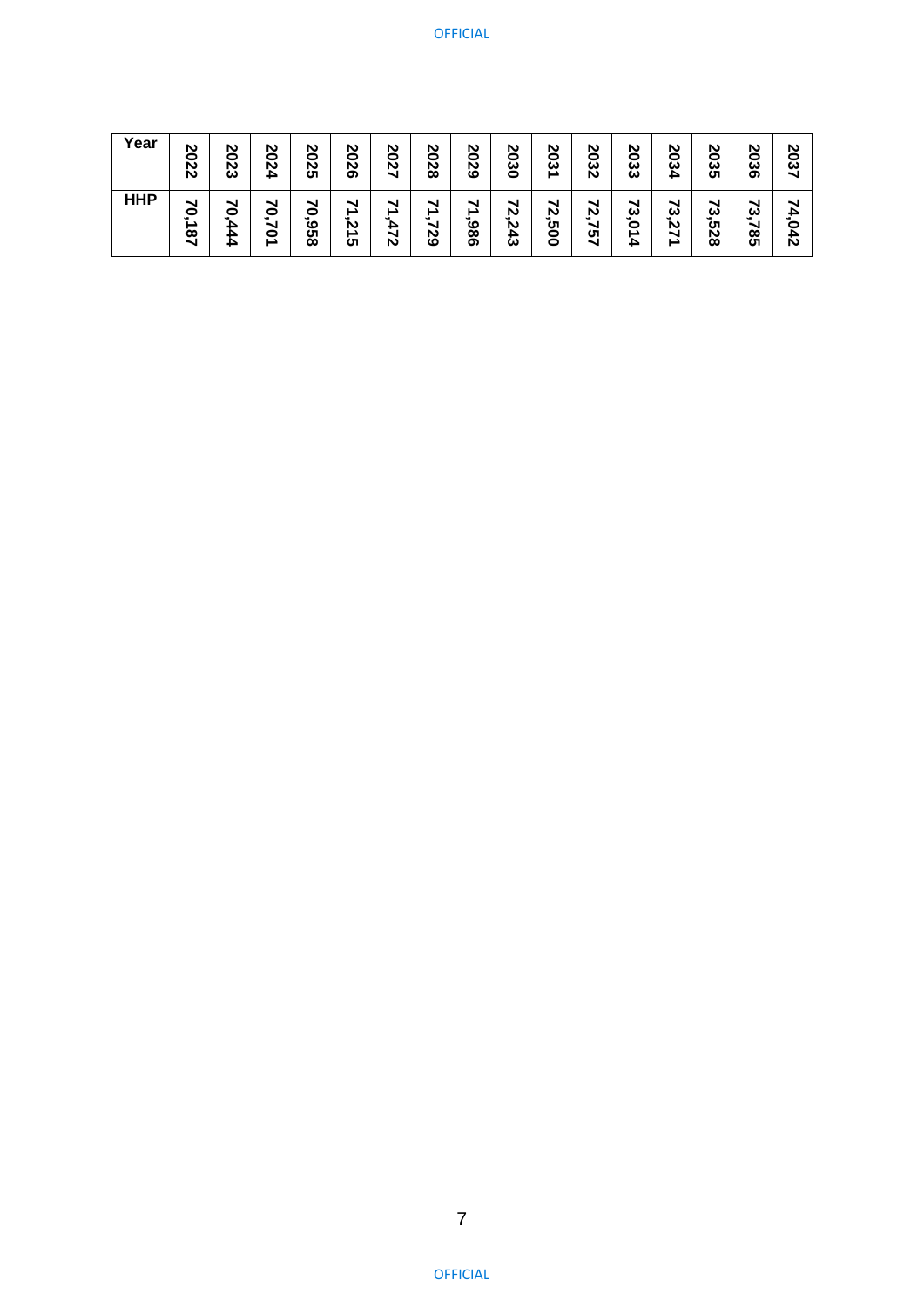| Year | 2022 | 2023 | 2024 | 2025 | 2026 | 2027 | 2028 | 2029 | 2030 | 2031 | 2032 | 2033 | 2034 | 2035 | 2036 | 2037 |
|---|---|---|---|---|---|---|---|---|---|---|---|---|---|---|---|---|
| HHP | 70,187 | 70,444 | 70,701 | 70,958 | 71,215 | 71,472 | 71,729 | 71,986 | 72,243 | 72,500 | 72,757 | 73,014 | 73,271 | 73,528 | 73,785 | 74,042 |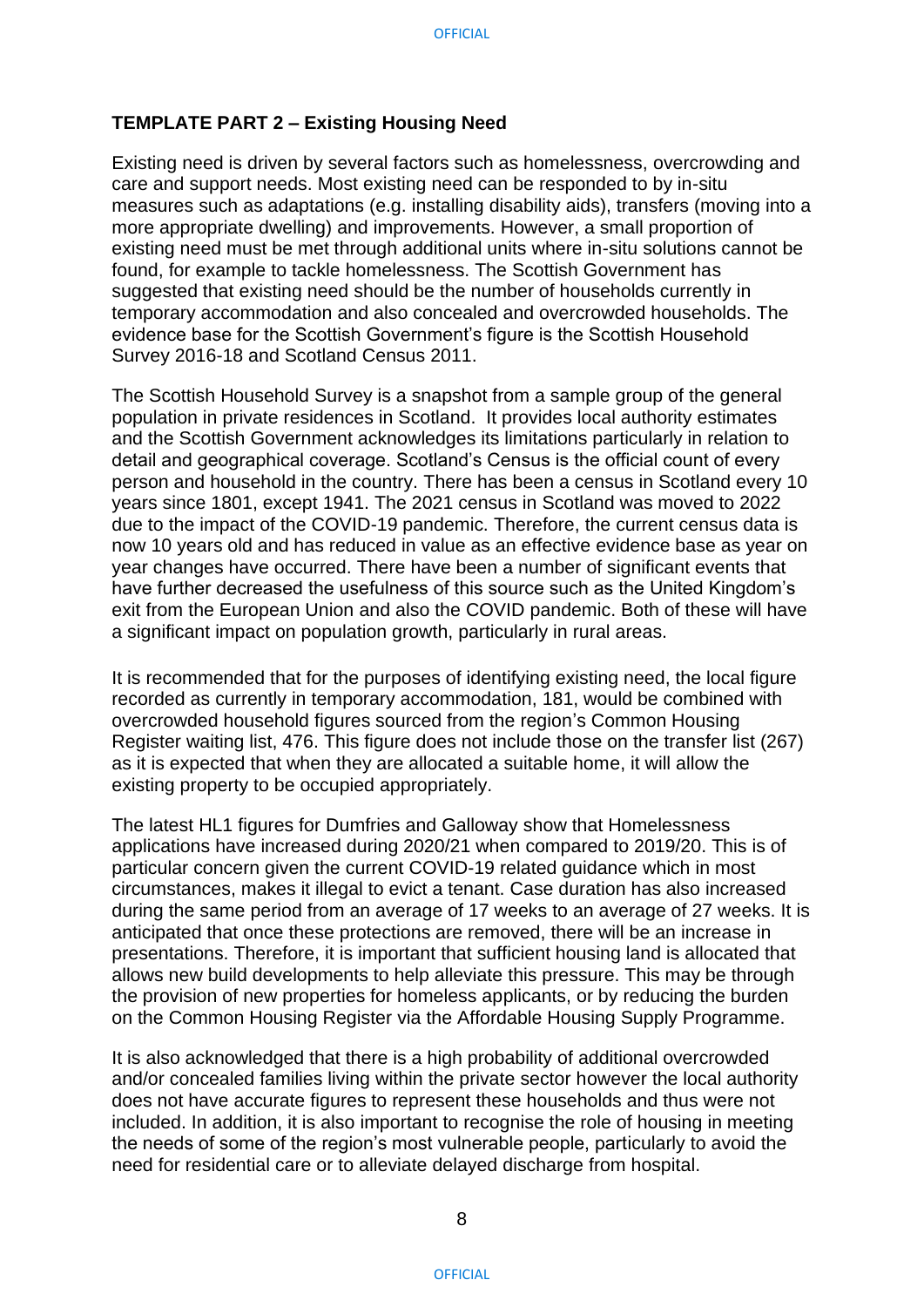**TEMPLATE PART 2 – Existing Housing Need**

Existing need is driven by several factors such as homelessness, overcrowding and care and support needs. Most existing need can be responded to by in-situ measures such as adaptations (e.g. installing disability aids), transfers (moving into a more appropriate dwelling) and improvements. However, a small proportion of existing need must be met through additional units where in-situ solutions cannot be found, for example to tackle homelessness. The Scottish Government has suggested that existing need should be the number of households currently in temporary accommodation and also concealed and overcrowded households. The evidence base for the Scottish Government's figure is the Scottish Household Survey 2016-18 and Scotland Census 2011.

The Scottish Household Survey is a snapshot from a sample group of the general population in private residences in Scotland. It provides local authority estimates and the Scottish Government acknowledges its limitations particularly in relation to detail and geographical coverage. Scotland's Census is the official count of every person and household in the country. There has been a census in Scotland every 10 years since 1801, except 1941. The 2021 census in Scotland was moved to 2022 due to the impact of the COVID-19 pandemic. Therefore, the current census data is now 10 years old and has reduced in value as an effective evidence base as year on year changes have occurred. There have been a number of significant events that have further decreased the usefulness of this source such as the United Kingdom's exit from the European Union and also the COVID pandemic. Both of these will have a significant impact on population growth, particularly in rural areas.

It is recommended that for the purposes of identifying existing need, the local figure recorded as currently in temporary accommodation, 181, would be combined with overcrowded household figures sourced from the region's Common Housing Register waiting list, 476. This figure does not include those on the transfer list (267) as it is expected that when they are allocated a suitable home, it will allow the existing property to be occupied appropriately.

The latest HL1 figures for Dumfries and Galloway show that Homelessness applications have increased during 2020/21 when compared to 2019/20. This is of particular concern given the current COVID-19 related guidance which in most circumstances, makes it illegal to evict a tenant. Case duration has also increased during the same period from an average of 17 weeks to an average of 27 weeks. It is anticipated that once these protections are removed, there will be an increase in presentations. Therefore, it is important that sufficient housing land is allocated that allows new build developments to help alleviate this pressure. This may be through the provision of new properties for homeless applicants, or by reducing the burden on the Common Housing Register via the Affordable Housing Supply Programme.

It is also acknowledged that there is a high probability of additional overcrowded and/or concealed families living within the private sector however the local authority does not have accurate figures to represent these households and thus were not included. In addition, it is also important to recognise the role of housing in meeting the needs of some of the region's most vulnerable people, particularly to avoid the need for residential care or to alleviate delayed discharge from hospital.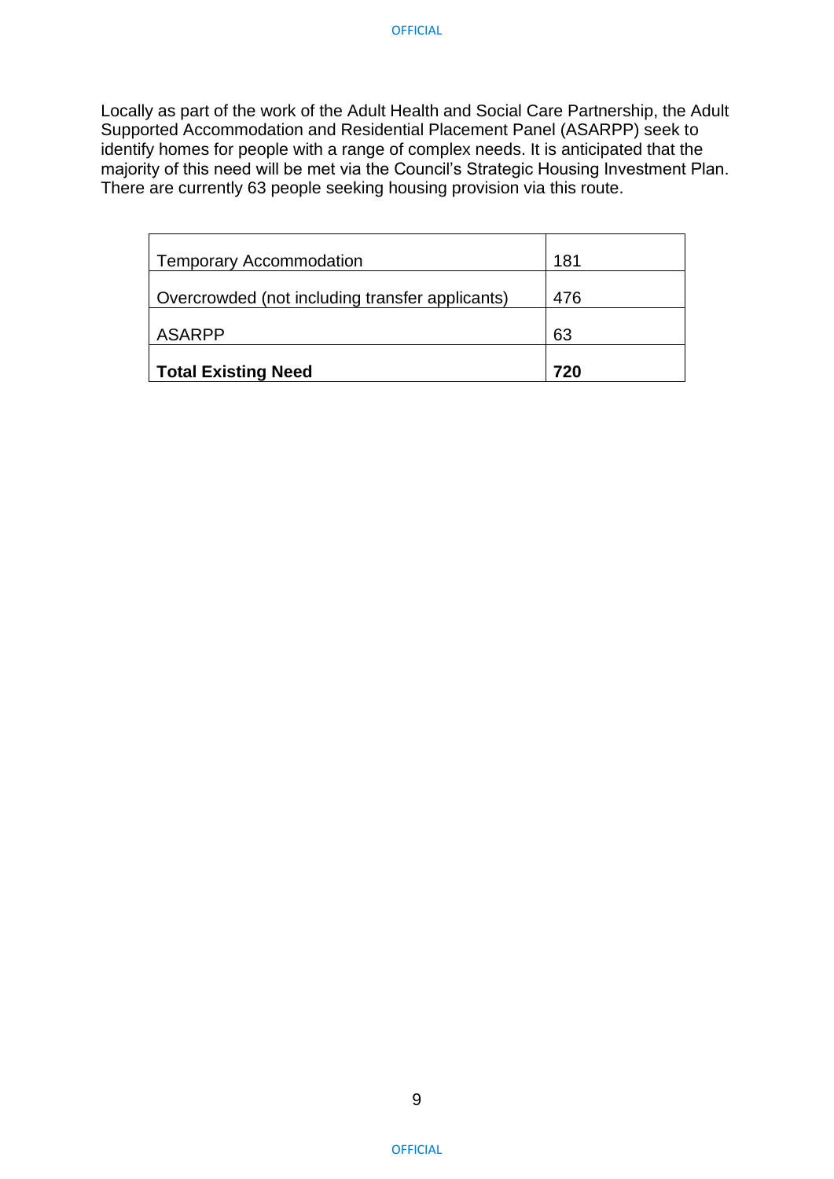Locally as part of the work of the Adult Health and Social Care Partnership, the Adult Supported Accommodation and Residential Placement Panel (ASARPP) seek to identify homes for people with a range of complex needs. It is anticipated that the majority of this need will be met via the Council's Strategic Housing Investment Plan. There are currently 63 people seeking housing provision via this route.

| | |
|---|---|
| Temporary Accommodation | 181 |
| Overcrowded (not including transfer applicants) | 476 |
| ASARPP | 63 |
| **Total Existing Need** | **720** |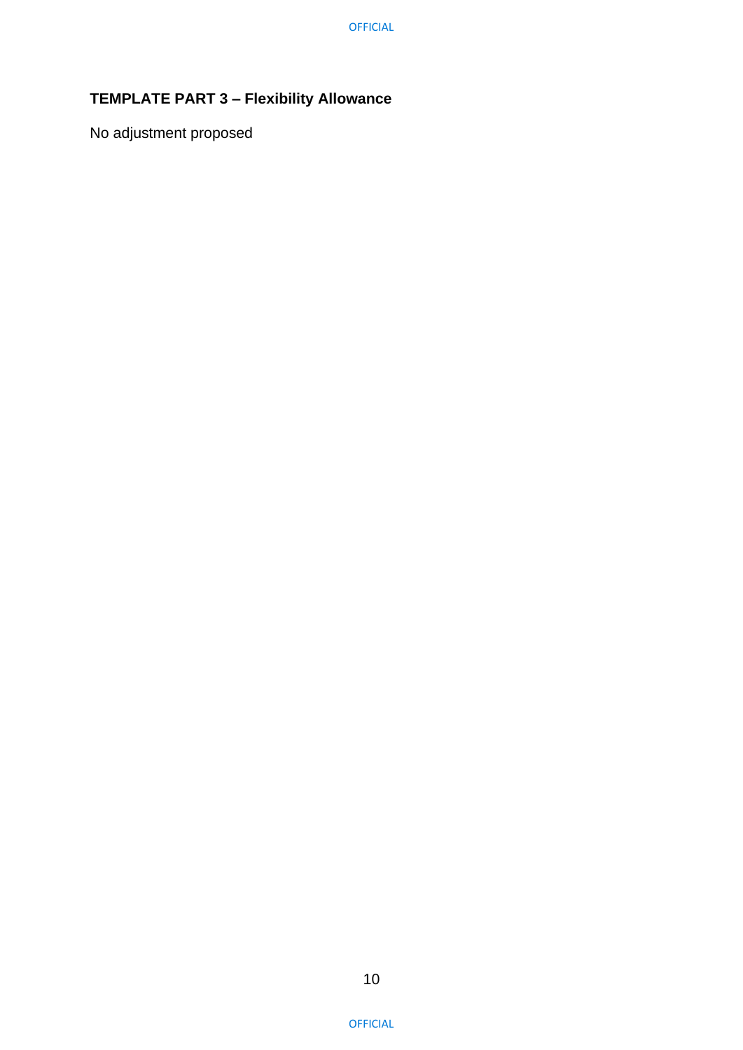**TEMPLATE PART 3 – Flexibility Allowance**

No adjustment proposed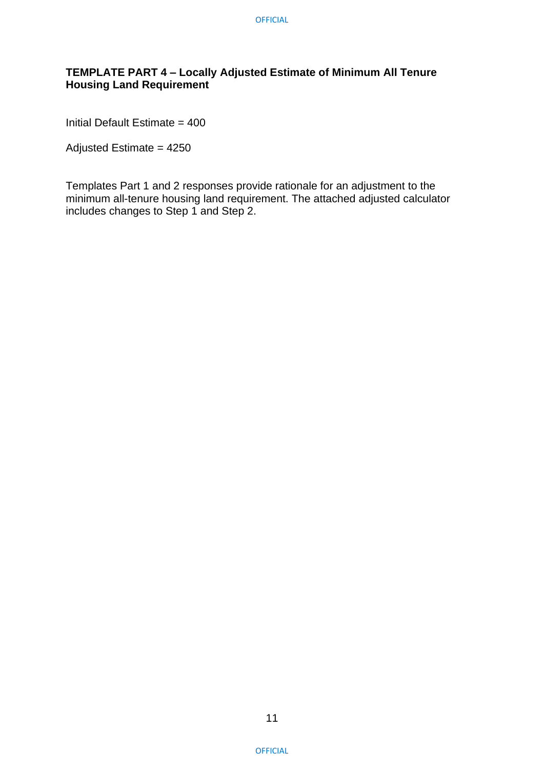**TEMPLATE PART 4 – Locally Adjusted Estimate of Minimum All Tenure Housing Land Requirement**

Initial Default Estimate = 400

Adjusted Estimate = 4250

Templates Part 1 and 2 responses provide rationale for an adjustment to the minimum all-tenure housing land requirement. The attached adjusted calculator includes changes to Step 1 and Step 2.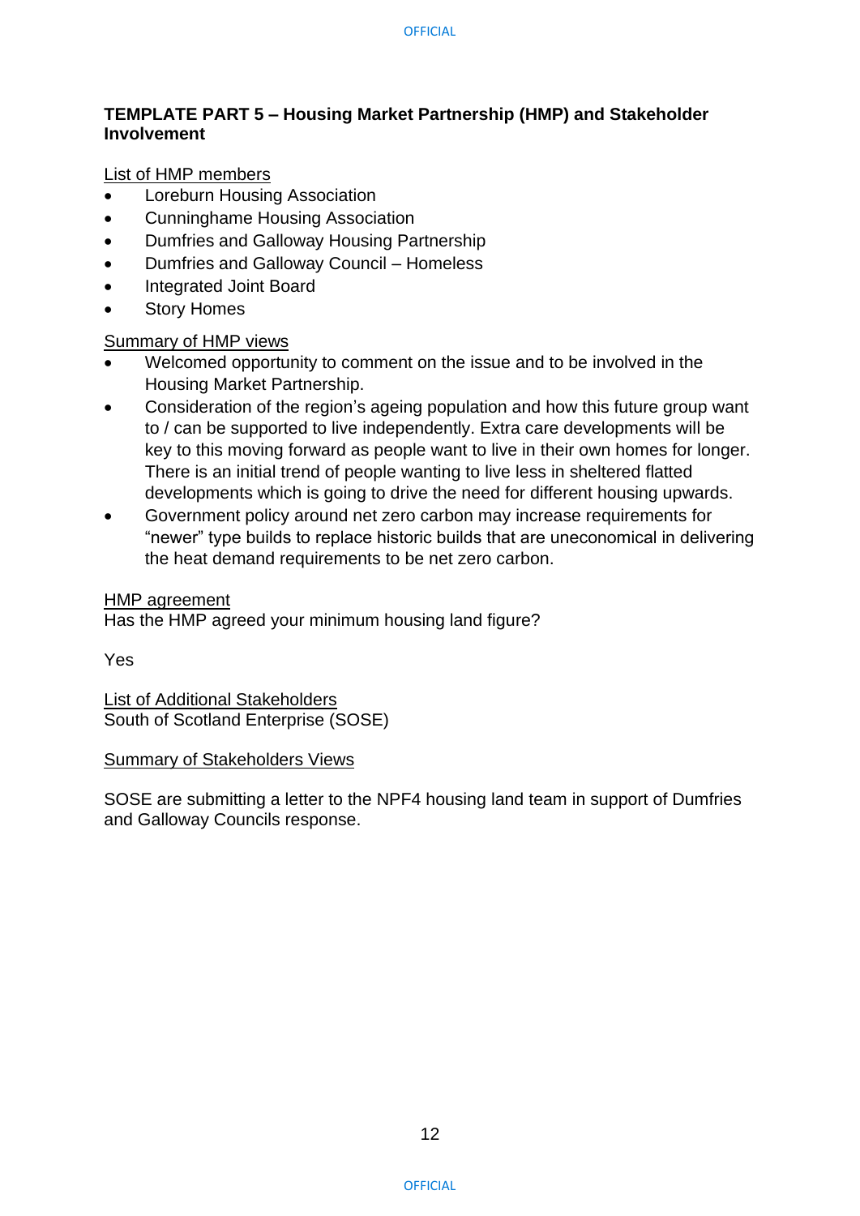**TEMPLATE PART 5 – Housing Market Partnership (HMP) and Stakeholder Involvement**

<u>List of HMP members</u>

- Loreburn Housing Association
- Cunninghame Housing Association
- Dumfries and Galloway Housing Partnership
- Dumfries and Galloway Council – Homeless
- Integrated Joint Board
- Story Homes

<u>Summary of HMP views</u>

- Welcomed opportunity to comment on the issue and to be involved in the Housing Market Partnership.
- Consideration of the region's ageing population and how this future group want to / can be supported to live independently. Extra care developments will be key to this moving forward as people want to live in their own homes for longer. There is an initial trend of people wanting to live less in sheltered flatted developments which is going to drive the need for different housing upwards.
- Government policy around net zero carbon may increase requirements for "newer" type builds to replace historic builds that are uneconomical in delivering the heat demand requirements to be net zero carbon.

<u>HMP agreement</u>

Has the HMP agreed your minimum housing land figure?

Yes

<u>List of Additional Stakeholders</u>

South of Scotland Enterprise (SOSE)

<u>Summary of Stakeholders Views</u>

SOSE are submitting a letter to the NPF4 housing land team in support of Dumfries and Galloway Councils response.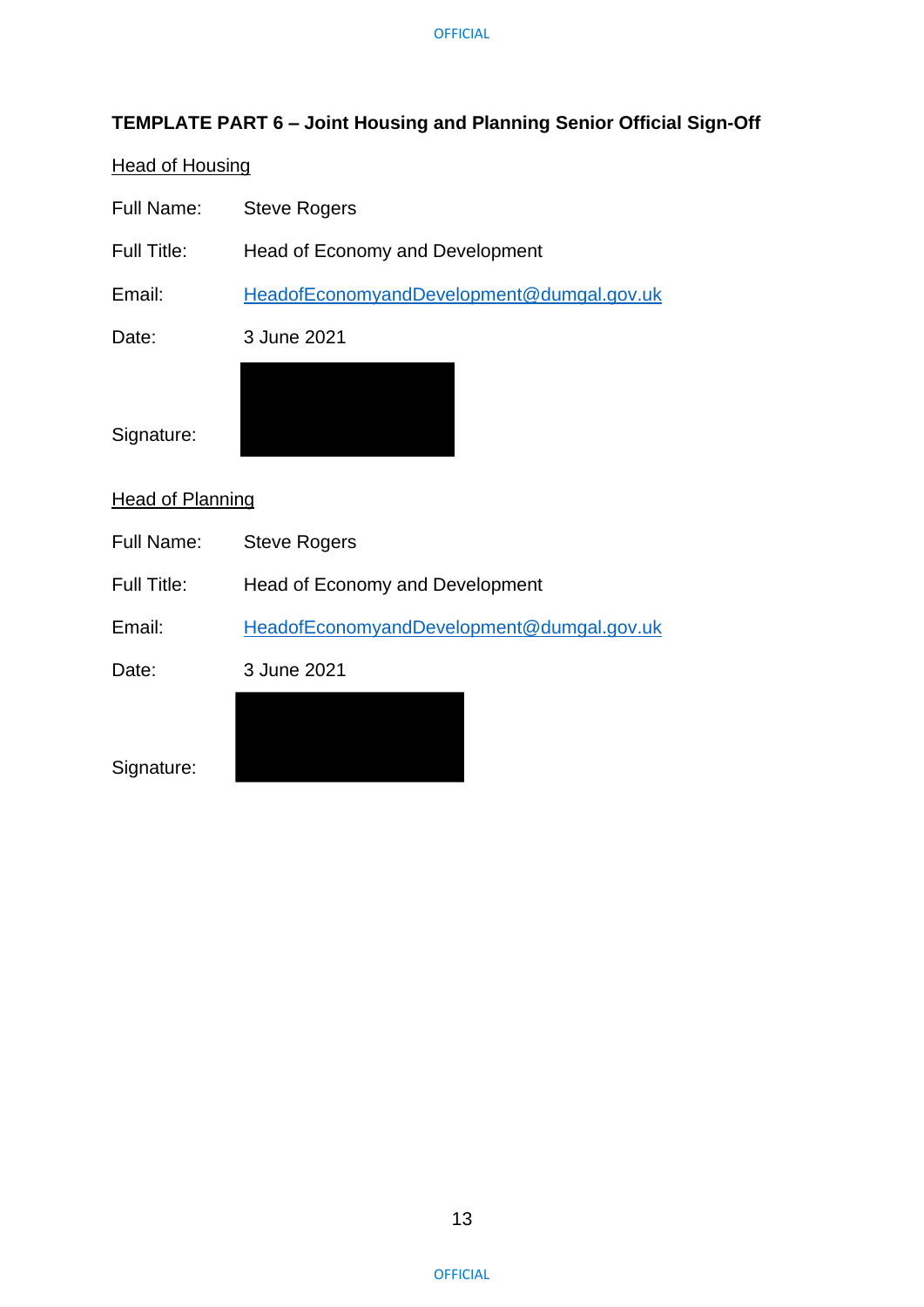**TEMPLATE PART 6 – Joint Housing and Planning Senior Official Sign-Off**

Head of Housing

Full Name: Steve Rogers

Full Title: Head of Economy and Development

Email: HeadofEconomyandDevelopment@dumgal.gov.uk

Date: 3 June 2021

Signature:

Head of Planning

Full Name: Steve Rogers

Full Title: Head of Economy and Development

Email: HeadofEconomyandDevelopment@dumgal.gov.uk

Date: 3 June 2021

Signature: